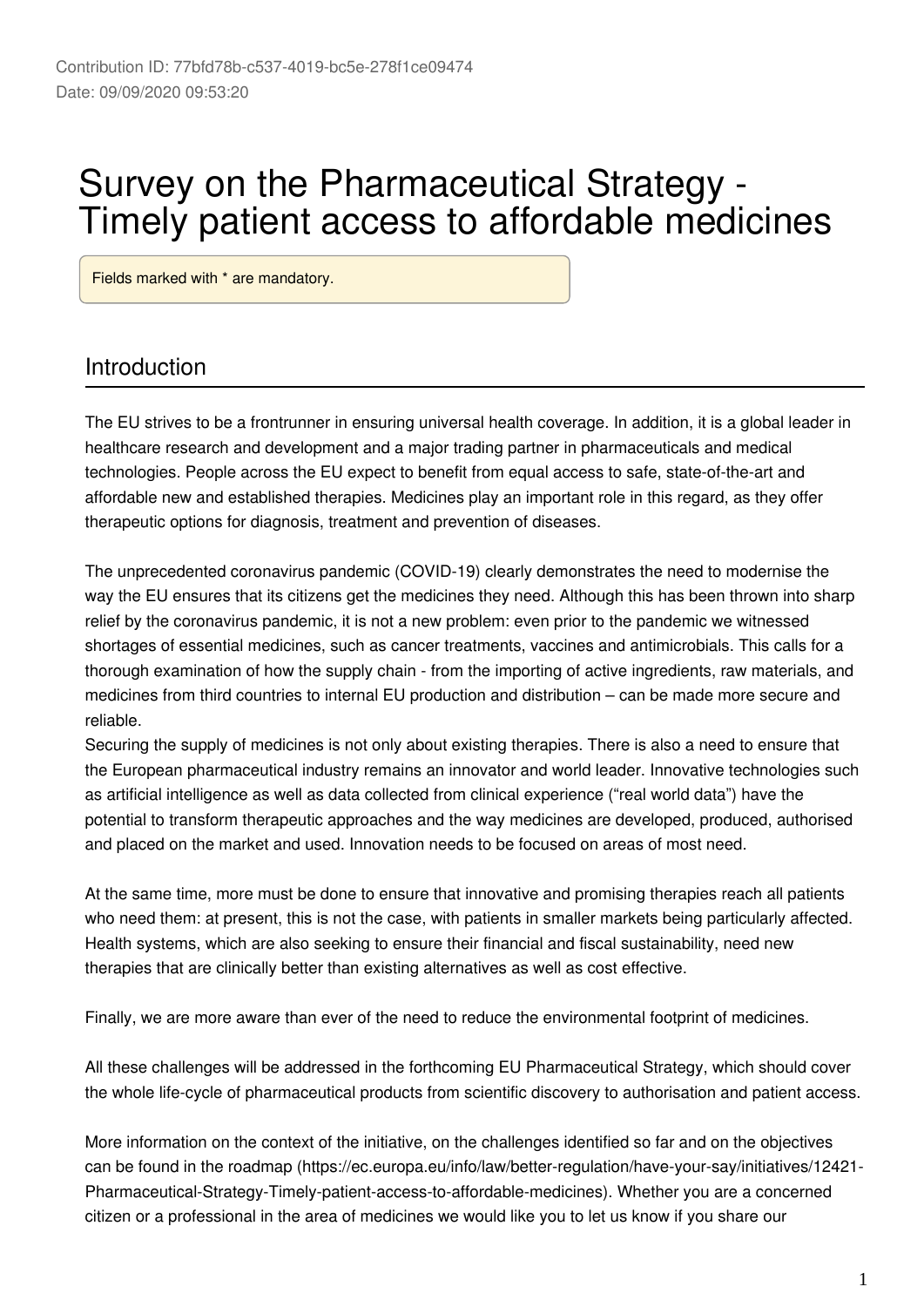Contribution ID: 77bfd78b-c537-4019-bc5e-278f1ce09474
Date: 09/09/2020 09:53:20

# Survey on the Pharmaceutical Strategy - Timely patient access to affordable medicines

Fields marked with * are mandatory.

## Introduction

The EU strives to be a frontrunner in ensuring universal health coverage. In addition, it is a global leader in healthcare research and development and a major trading partner in pharmaceuticals and medical technologies. People across the EU expect to benefit from equal access to safe, state-of-the-art and affordable new and established therapies. Medicines play an important role in this regard, as they offer therapeutic options for diagnosis, treatment and prevention of diseases.

The unprecedented coronavirus pandemic (COVID-19) clearly demonstrates the need to modernise the way the EU ensures that its citizens get the medicines they need. Although this has been thrown into sharp relief by the coronavirus pandemic, it is not a new problem: even prior to the pandemic we witnessed shortages of essential medicines, such as cancer treatments, vaccines and antimicrobials. This calls for a thorough examination of how the supply chain - from the importing of active ingredients, raw materials, and medicines from third countries to internal EU production and distribution – can be made more secure and reliable.
Securing the supply of medicines is not only about existing therapies. There is also a need to ensure that the European pharmaceutical industry remains an innovator and world leader. Innovative technologies such as artificial intelligence as well as data collected from clinical experience ("real world data") have the potential to transform therapeutic approaches and the way medicines are developed, produced, authorised and placed on the market and used. Innovation needs to be focused on areas of most need.

At the same time, more must be done to ensure that innovative and promising therapies reach all patients who need them: at present, this is not the case, with patients in smaller markets being particularly affected. Health systems, which are also seeking to ensure their financial and fiscal sustainability, need new therapies that are clinically better than existing alternatives as well as cost effective.

Finally, we are more aware than ever of the need to reduce the environmental footprint of medicines.

All these challenges will be addressed in the forthcoming EU Pharmaceutical Strategy, which should cover the whole life-cycle of pharmaceutical products from scientific discovery to authorisation and patient access.

More information on the context of the initiative, on the challenges identified so far and on the objectives can be found in the roadmap (https://ec.europa.eu/info/law/better-regulation/have-your-say/initiatives/12421-Pharmaceutical-Strategy-Timely-patient-access-to-affordable-medicines). Whether you are a concerned citizen or a professional in the area of medicines we would like you to let us know if you share our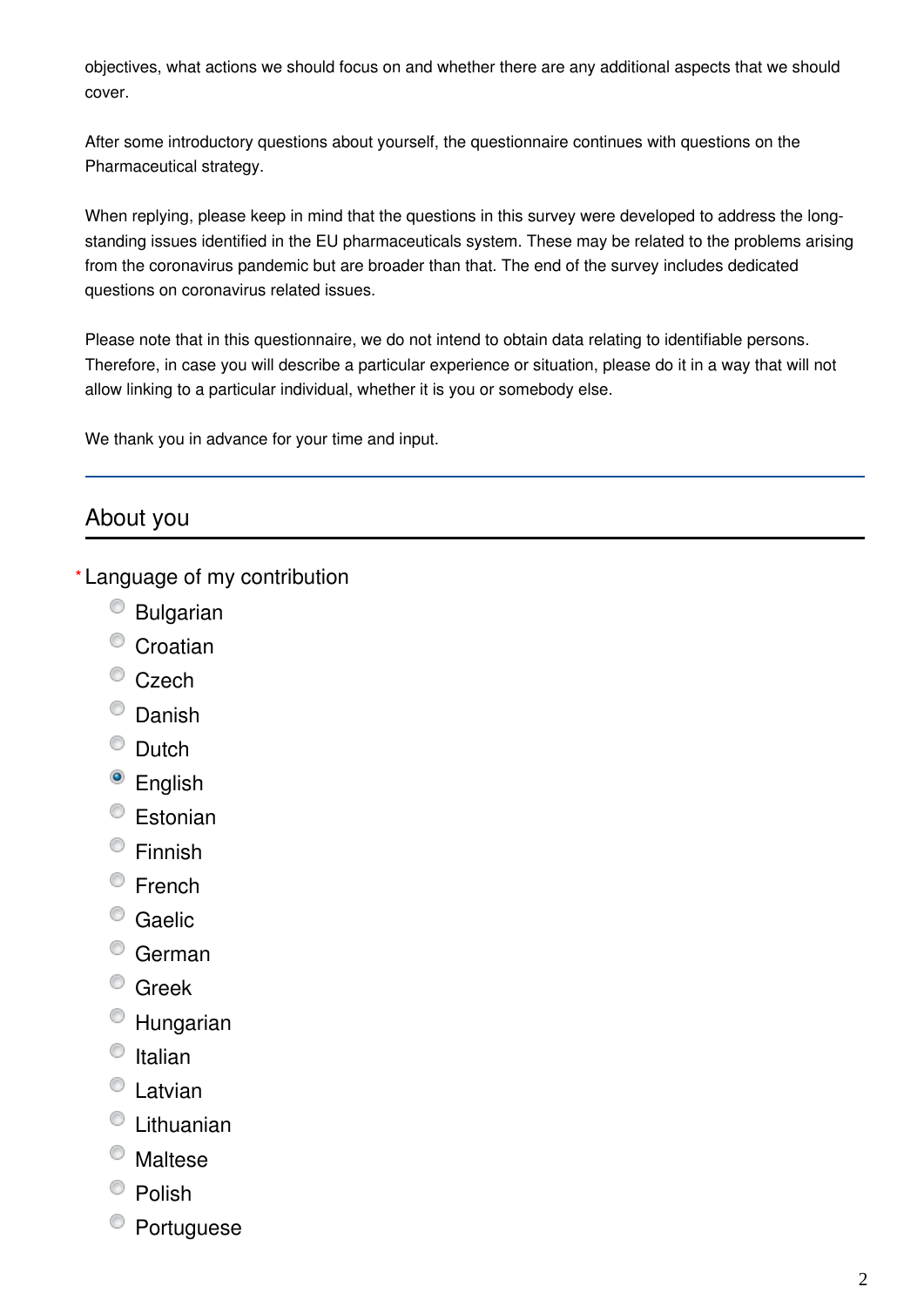objectives, what actions we should focus on and whether there are any additional aspects that we should cover.

After some introductory questions about yourself, the questionnaire continues with questions on the Pharmaceutical strategy.

When replying, please keep in mind that the questions in this survey were developed to address the long-standing issues identified in the EU pharmaceuticals system. These may be related to the problems arising from the coronavirus pandemic but are broader than that. The end of the survey includes dedicated questions on coronavirus related issues.

Please note that in this questionnaire, we do not intend to obtain data relating to identifiable persons. Therefore, in case you will describe a particular experience or situation, please do it in a way that will not allow linking to a particular individual, whether it is you or somebody else.

We thank you in advance for your time and input.

## About you

* Language of my contribution
  - ○ Bulgarian
  - ○ Croatian
  - ○ Czech
  - ○ Danish
  - ○ Dutch
  - ● English
  - ○ Estonian
  - ○ Finnish
  - ○ French
  - ○ Gaelic
  - ○ German
  - ○ Greek
  - ○ Hungarian
  - ○ Italian
  - ○ Latvian
  - ○ Lithuanian
  - ○ Maltese
  - ○ Polish
  - ○ Portuguese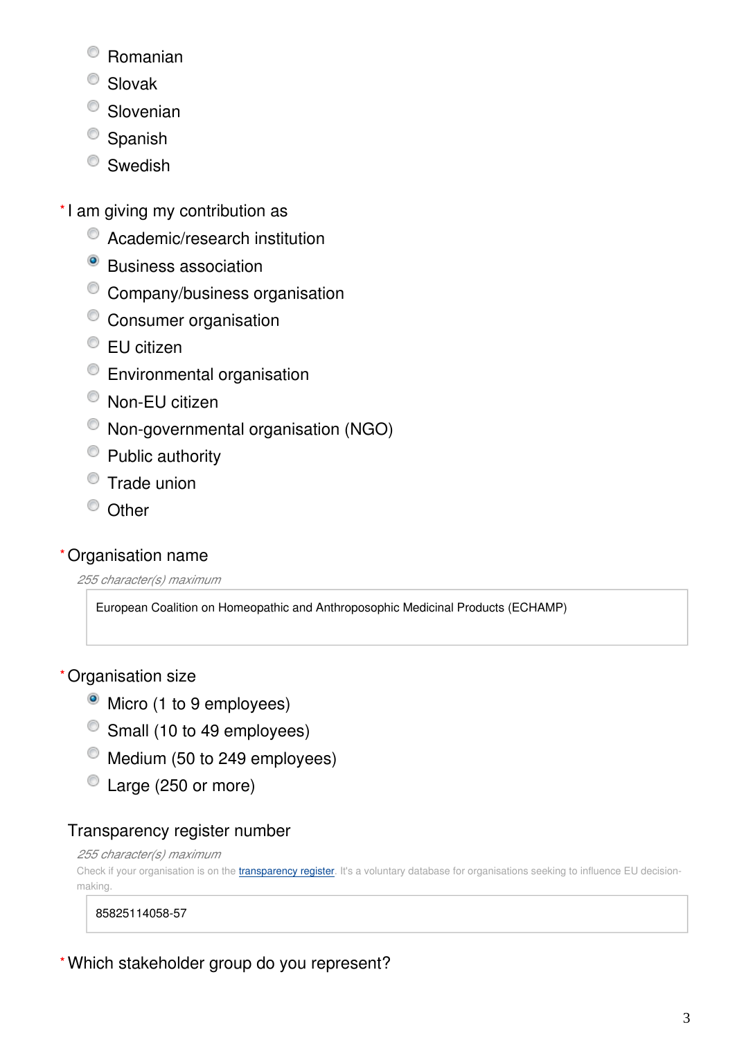- Romanian
- Slovak
- Slovenian
- Spanish
- Swedish

*I am giving my contribution as

- Academic/research institution
- [x] Business association
- Company/business organisation
- Consumer organisation
- EU citizen
- Environmental organisation
- Non-EU citizen
- Non-governmental organisation (NGO)
- Public authority
- Trade union
- Other

*Organisation name

*255 character(s) maximum*

European Coalition on Homeopathic and Anthroposophic Medicinal Products (ECHAMP)

*Organisation size

- [x] Micro (1 to 9 employees)
- Small (10 to 49 employees)
- Medium (50 to 249 employees)
- Large (250 or more)

Transparency register number

*255 character(s) maximum*

Check if your organisation is on the transparency register. It's a voluntary database for organisations seeking to influence EU decision-making.

85825114058-57

*Which stakeholder group do you represent?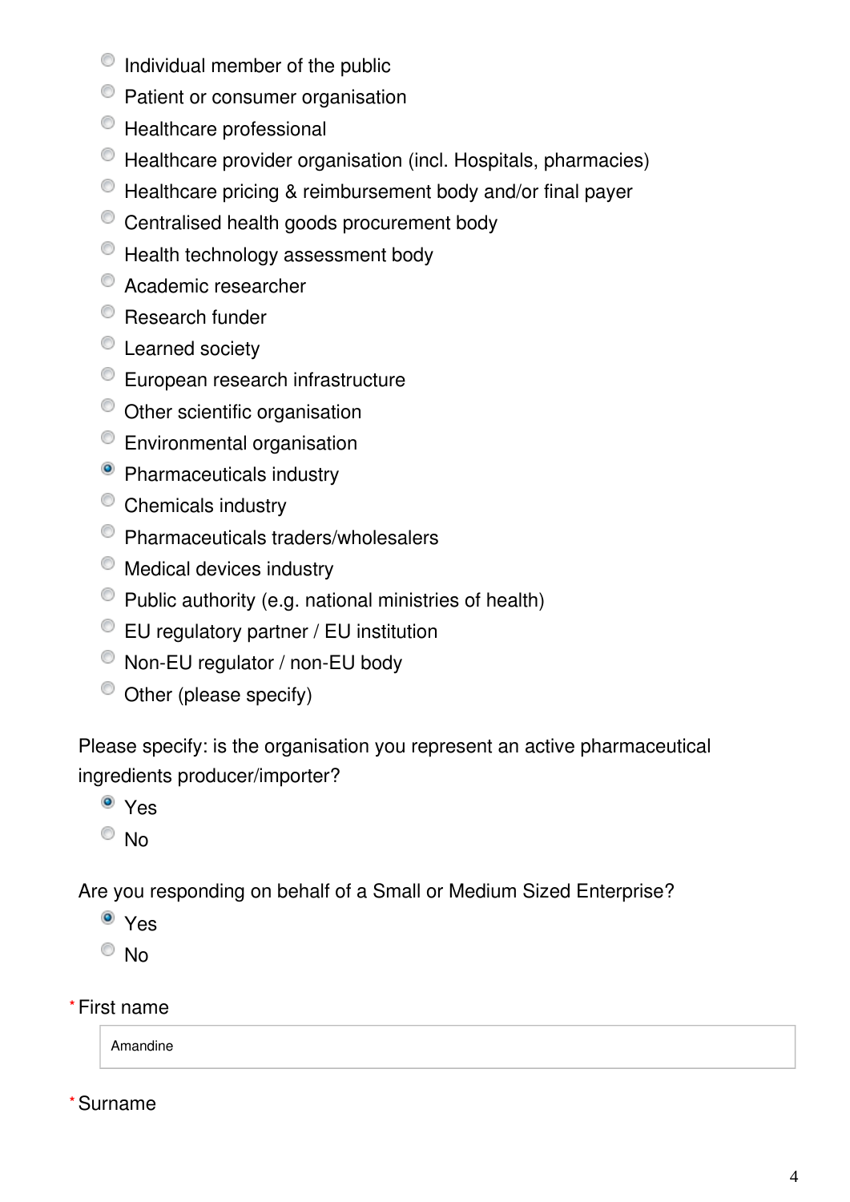- ( ) Individual member of the public
- ( ) Patient or consumer organisation
- ( ) Healthcare professional
- ( ) Healthcare provider organisation (incl. Hospitals, pharmacies)
- ( ) Healthcare pricing & reimbursement body and/or final payer
- ( ) Centralised health goods procurement body
- ( ) Health technology assessment body
- ( ) Academic researcher
- ( ) Research funder
- ( ) Learned society
- ( ) European research infrastructure
- ( ) Other scientific organisation
- ( ) Environmental organisation
- (•) Pharmaceuticals industry
- ( ) Chemicals industry
- ( ) Pharmaceuticals traders/wholesalers
- ( ) Medical devices industry
- ( ) Public authority (e.g. national ministries of health)
- ( ) EU regulatory partner / EU institution
- ( ) Non-EU regulator / non-EU body
- ( ) Other (please specify)

Please specify: is the organisation you represent an active pharmaceutical ingredients producer/importer?

- (•) Yes
- ( ) No

Are you responding on behalf of a Small or Medium Sized Enterprise?

- (•) Yes
- ( ) No

*First name

Amandine

*Surname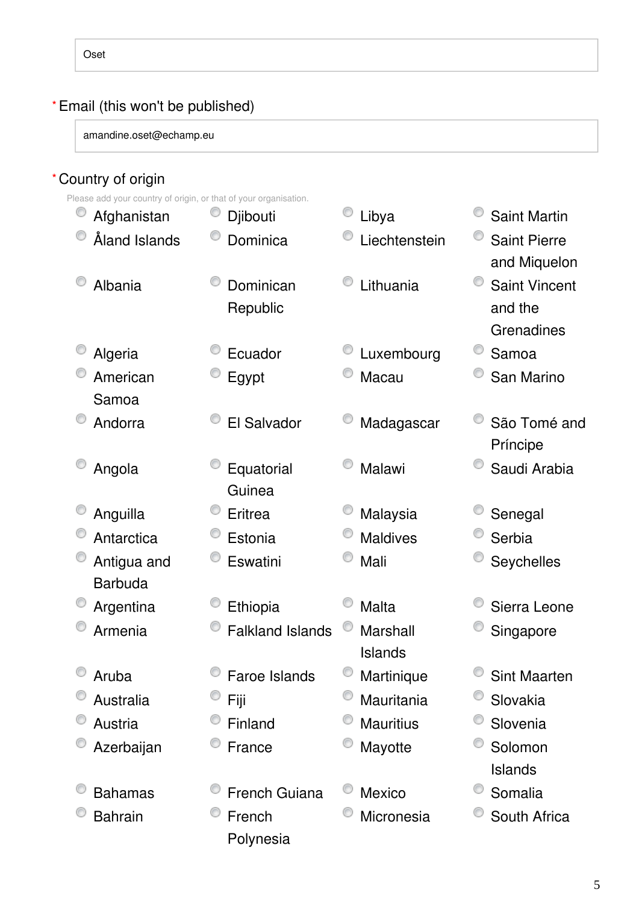Oset

\* Email (this won't be published)

amandine.oset@echamp.eu

\* Country of origin

Please add your country of origin, or that of your organisation.

- Afghanistan
- Åland Islands
- Albania
- Algeria
- American Samoa
- Andorra
- Angola
- Anguilla
- Antarctica
- Antigua and Barbuda
- Argentina
- Armenia
- Aruba
- Australia
- Austria
- Azerbaijan
- Bahamas
- Bahrain
- Djibouti
- Dominica
- Dominican Republic
- Ecuador
- Egypt
- El Salvador
- Equatorial Guinea
- Eritrea
- Estonia
- Eswatini
- Ethiopia
- Falkland Islands
- Faroe Islands
- Fiji
- Finland
- France
- French Guiana
- French Polynesia
- Libya
- Liechtenstein
- Lithuania
- Luxembourg
- Macau
- Madagascar
- Malawi
- Malaysia
- Maldives
- Mali
- Malta
- Marshall Islands
- Martinique
- Mauritania
- Mauritius
- Mayotte
- Mexico
- Micronesia
- Saint Martin
- Saint Pierre and Miquelon
- Saint Vincent and the Grenadines
- Samoa
- San Marino
- São Tomé and Príncipe
- Saudi Arabia
- Senegal
- Serbia
- Seychelles
- Sierra Leone
- Singapore
- Sint Maarten
- Slovakia
- Slovenia
- Solomon Islands
- Somalia
- South Africa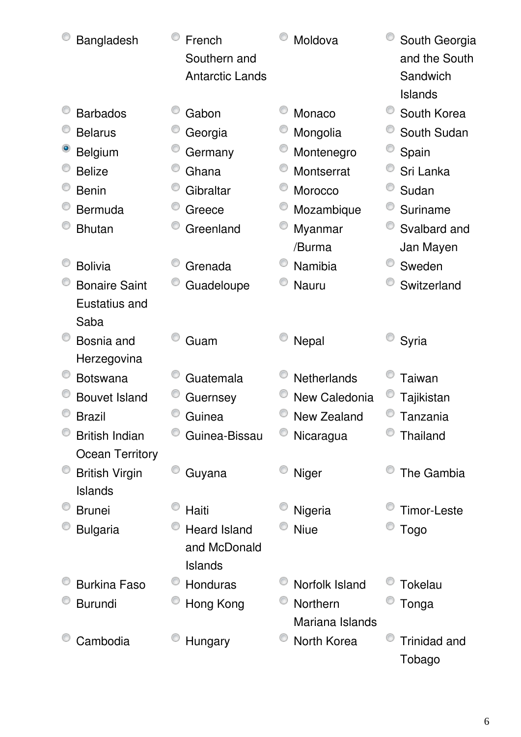- ( ) Bangladesh
- ( ) Barbados
- ( ) Belarus
- (•) Belgium
- ( ) Belize
- ( ) Benin
- ( ) Bermuda
- ( ) Bhutan
- ( ) Bolivia
- ( ) Bonaire Saint Eustatius and Saba
- ( ) Bosnia and Herzegovina
- ( ) Botswana
- ( ) Bouvet Island
- ( ) Brazil
- ( ) British Indian Ocean Territory
- ( ) British Virgin Islands
- ( ) Brunei
- ( ) Bulgaria
- ( ) Burkina Faso
- ( ) Burundi
- ( ) Cambodia
- ( ) French Southern and Antarctic Lands
- ( ) Gabon
- ( ) Georgia
- ( ) Germany
- ( ) Ghana
- ( ) Gibraltar
- ( ) Greece
- ( ) Greenland
- ( ) Grenada
- ( ) Guadeloupe
- ( ) Guam
- ( ) Guatemala
- ( ) Guernsey
- ( ) Guinea
- ( ) Guinea-Bissau
- ( ) Guyana
- ( ) Haiti
- ( ) Heard Island and McDonald Islands
- ( ) Honduras
- ( ) Hong Kong
- ( ) Hungary
- ( ) Moldova
- ( ) Monaco
- ( ) Mongolia
- ( ) Montenegro
- ( ) Montserrat
- ( ) Morocco
- ( ) Mozambique
- ( ) Myanmar /Burma
- ( ) Namibia
- ( ) Nauru
- ( ) Nepal
- ( ) Netherlands
- ( ) New Caledonia
- ( ) New Zealand
- ( ) Nicaragua
- ( ) Niger
- ( ) Nigeria
- ( ) Niue
- ( ) Norfolk Island
- ( ) Northern Mariana Islands
- ( ) North Korea
- ( ) South Georgia and the South Sandwich Islands
- ( ) South Korea
- ( ) South Sudan
- ( ) Spain
- ( ) Sri Lanka
- ( ) Sudan
- ( ) Suriname
- ( ) Svalbard and Jan Mayen
- ( ) Sweden
- ( ) Switzerland
- ( ) Syria
- ( ) Taiwan
- ( ) Tajikistan
- ( ) Tanzania
- ( ) Thailand
- ( ) The Gambia
- ( ) Timor-Leste
- ( ) Togo
- ( ) Tokelau
- ( ) Tonga
- ( ) Trinidad and Tobago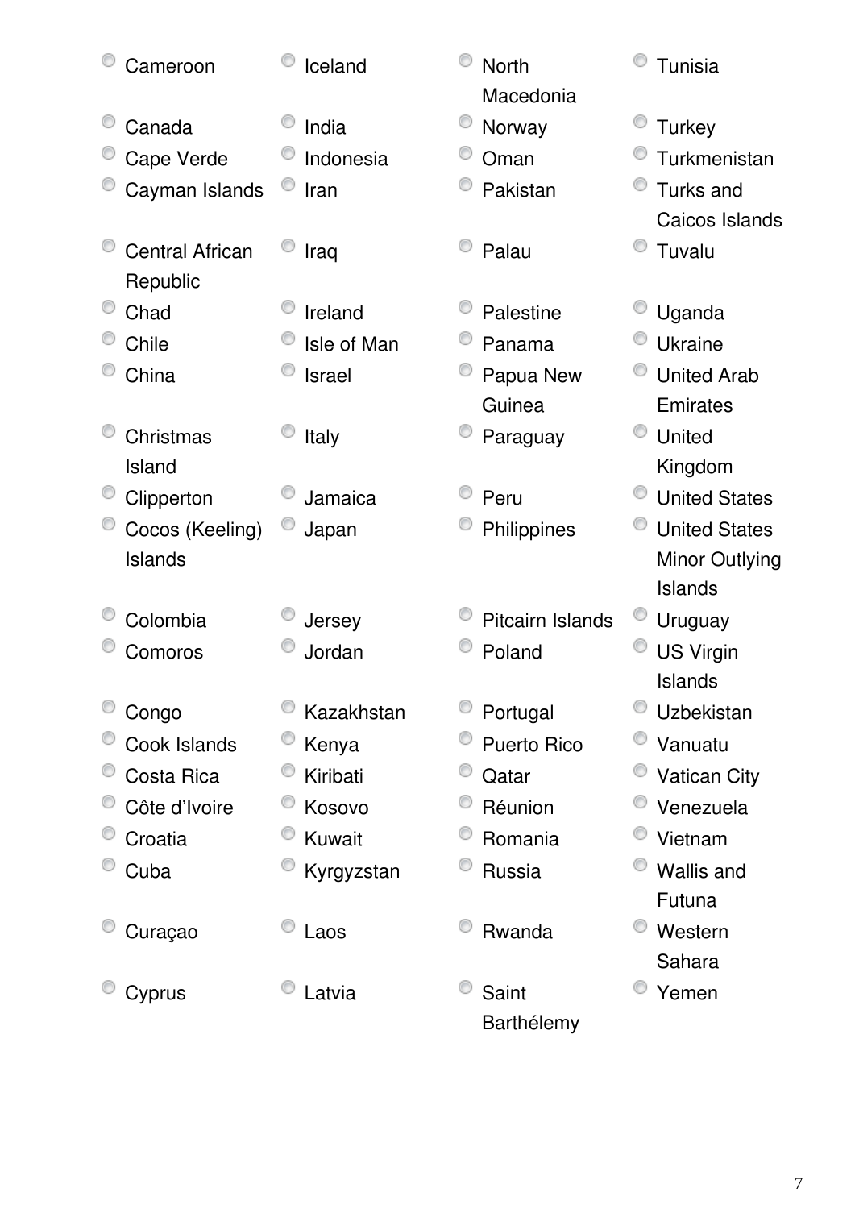- Cameroon
- Canada
- Cape Verde
- Cayman Islands
- Central African Republic
- Chad
- Chile
- China
- Christmas Island
- Clipperton
- Cocos (Keeling) Islands
- Colombia
- Comoros
- Congo
- Cook Islands
- Costa Rica
- Côte d’Ivoire
- Croatia
- Cuba
- Curaçao
- Cyprus
- Iceland
- India
- Indonesia
- Iran
- Iraq
- Ireland
- Isle of Man
- Israel
- Italy
- Jamaica
- Japan
- Jersey
- Jordan
- Kazakhstan
- Kenya
- Kiribati
- Kosovo
- Kuwait
- Kyrgyzstan
- Laos
- Latvia
- North Macedonia
- Norway
- Oman
- Pakistan
- Palau
- Palestine
- Panama
- Papua New Guinea
- Paraguay
- Peru
- Philippines
- Pitcairn Islands
- Poland
- Portugal
- Puerto Rico
- Qatar
- Réunion
- Romania
- Russia
- Rwanda
- Saint Barthélemy
- Tunisia
- Turkey
- Turkmenistan
- Turks and Caicos Islands
- Tuvalu
- Uganda
- Ukraine
- United Arab Emirates
- United Kingdom
- United States
- United States Minor Outlying Islands
- Uruguay
- US Virgin Islands
- Uzbekistan
- Vanuatu
- Vatican City
- Venezuela
- Vietnam
- Wallis and Futuna
- Western Sahara
- Yemen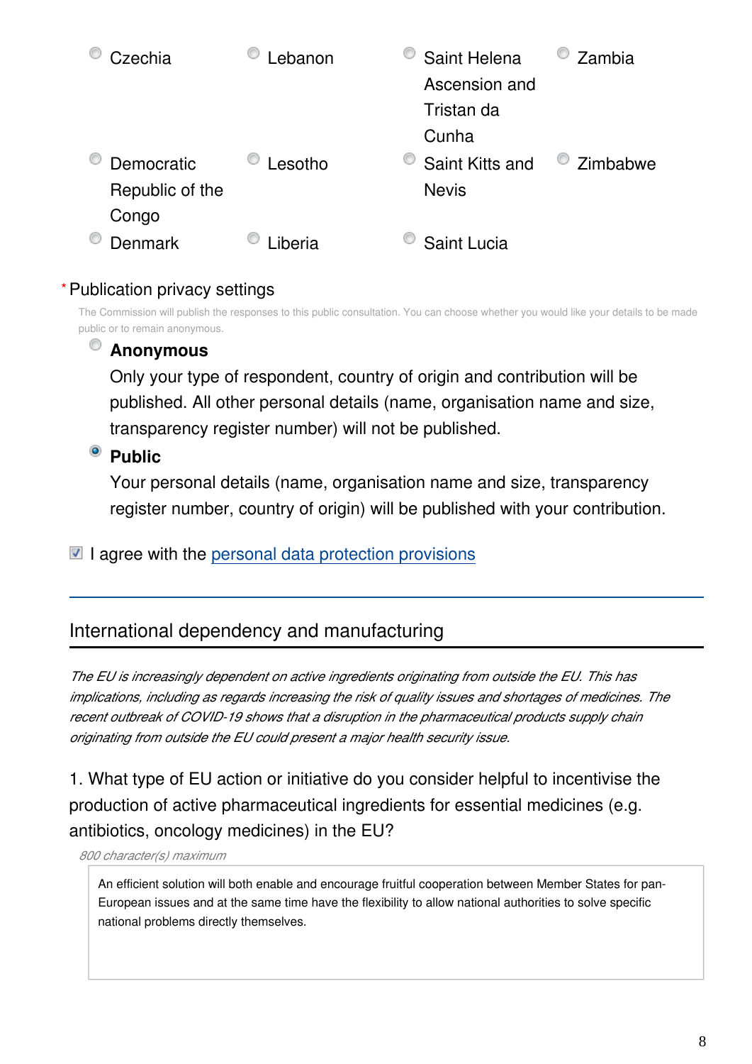- Czechia
- Democratic Republic of the Congo
- Denmark
- Lebanon
- Lesotho
- Liberia
- Saint Helena Ascension and Tristan da Cunha
- Saint Kitts and Nevis
- Saint Lucia
- Zambia
- Zimbabwe

\* Publication privacy settings

The Commission will publish the responses to this public consultation. You can choose whether you would like your details to be made public or to remain anonymous.

- **Anonymous**
  Only your type of respondent, country of origin and contribution will be published. All other personal details (name, organisation name and size, transparency register number) will not be published.
- ◉ **Public**
  Your personal details (name, organisation name and size, transparency register number, country of origin) will be published with your contribution.

☑ I agree with the personal data protection provisions

## International dependency and manufacturing

*The EU is increasingly dependent on active ingredients originating from outside the EU. This has implications, including as regards increasing the risk of quality issues and shortages of medicines. The recent outbreak of COVID-19 shows that a disruption in the pharmaceutical products supply chain originating from outside the EU could present a major health security issue.*

1. What type of EU action or initiative do you consider helpful to incentivise the production of active pharmaceutical ingredients for essential medicines (e.g. antibiotics, oncology medicines) in the EU?

*800 character(s) maximum*

An efficient solution will both enable and encourage fruitful cooperation between Member States for pan-European issues and at the same time have the flexibility to allow national authorities to solve specific national problems directly themselves.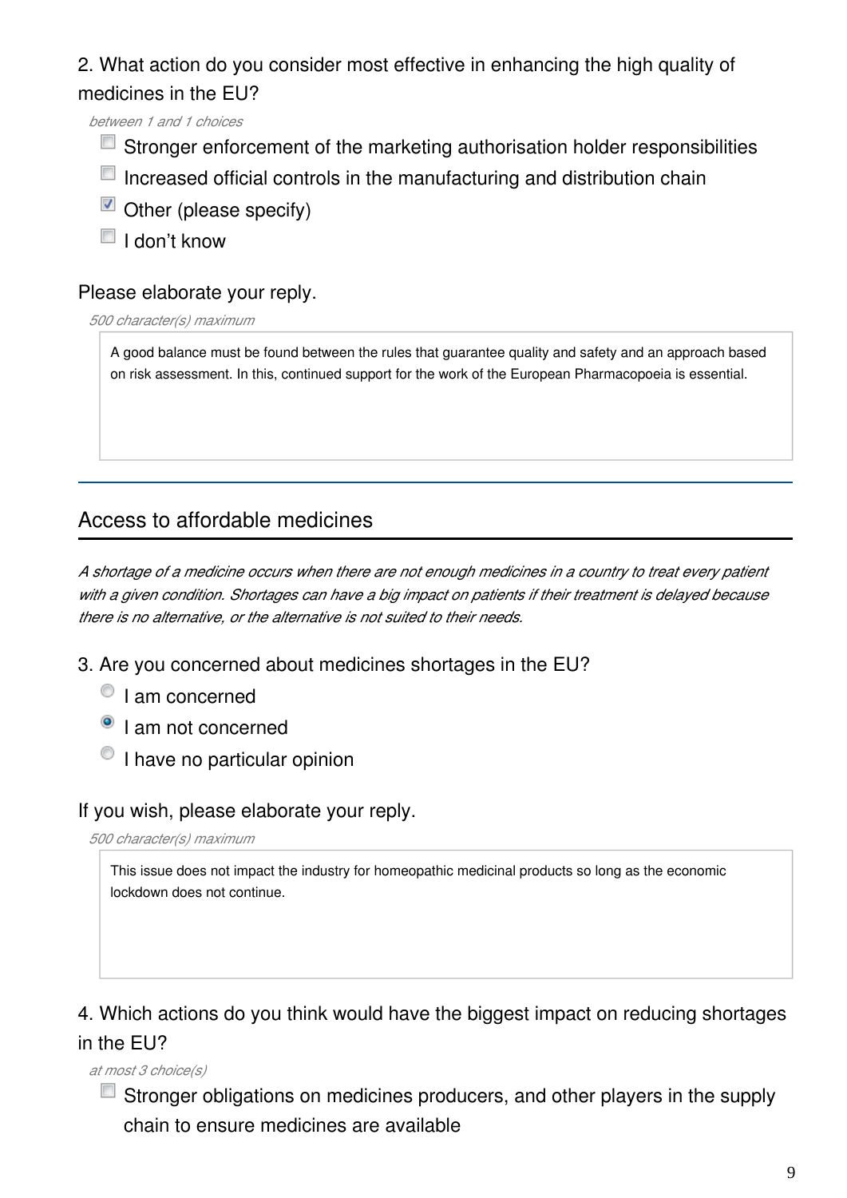2. What action do you consider most effective in enhancing the high quality of medicines in the EU?

*between 1 and 1 choices*

- [ ] Stronger enforcement of the marketing authorisation holder responsibilities
- [ ] Increased official controls in the manufacturing and distribution chain
- [x] Other (please specify)
- [ ] I don't know

Please elaborate your reply.

*500 character(s) maximum*

> A good balance must be found between the rules that guarantee quality and safety and an approach based on risk assessment. In this, continued support for the work of the European Pharmacopoeia is essential.

---

## Access to affordable medicines

*A shortage of a medicine occurs when there are not enough medicines in a country to treat every patient with a given condition. Shortages can have a big impact on patients if their treatment is delayed because there is no alternative, or the alternative is not suited to their needs.*

3. Are you concerned about medicines shortages in the EU?

- ( ) I am concerned
- (x) I am not concerned
- ( ) I have no particular opinion

If you wish, please elaborate your reply.

*500 character(s) maximum*

> This issue does not impact the industry for homeopathic medicinal products so long as the economic lockdown does not continue.

4. Which actions do you think would have the biggest impact on reducing shortages in the EU?

*at most 3 choice(s)*

- [ ] Stronger obligations on medicines producers, and other players in the supply chain to ensure medicines are available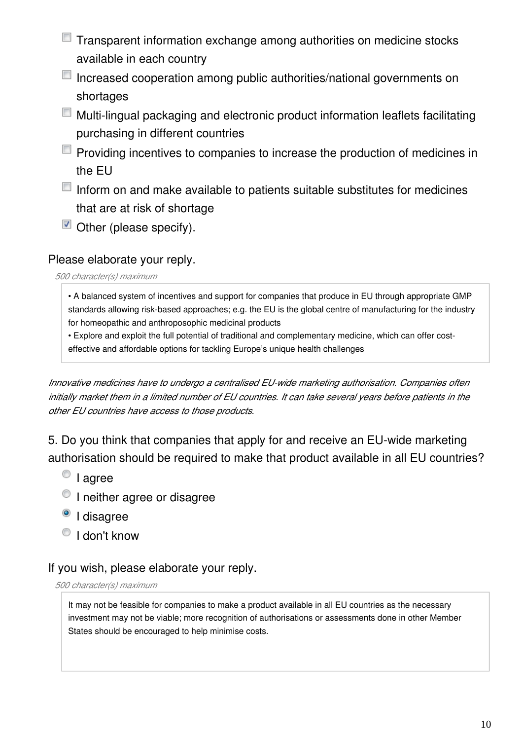- [ ] Transparent information exchange among authorities on medicine stocks available in each country
- [ ] Increased cooperation among public authorities/national governments on shortages
- [ ] Multi-lingual packaging and electronic product information leaflets facilitating purchasing in different countries
- [ ] Providing incentives to companies to increase the production of medicines in the EU
- [ ] Inform on and make available to patients suitable substitutes for medicines that are at risk of shortage
- [x] Other (please specify).

Please elaborate your reply.

*500 character(s) maximum*

> • A balanced system of incentives and support for companies that produce in EU through appropriate GMP standards allowing risk-based approaches; e.g. the EU is the global centre of manufacturing for the industry for homeopathic and anthroposophic medicinal products
> • Explore and exploit the full potential of traditional and complementary medicine, which can offer cost-effective and affordable options for tackling Europe's unique health challenges

*Innovative medicines have to undergo a centralised EU-wide marketing authorisation. Companies often initially market them in a limited number of EU countries. It can take several years before patients in the other EU countries have access to those products.*

5. Do you think that companies that apply for and receive an EU-wide marketing authorisation should be required to make that product available in all EU countries?

- ( ) I agree
- ( ) I neither agree or disagree
- (•) I disagree
- ( ) I don't know

If you wish, please elaborate your reply.

*500 character(s) maximum*

> It may not be feasible for companies to make a product available in all EU countries as the necessary investment may not be viable; more recognition of authorisations or assessments done in other Member States should be encouraged to help minimise costs.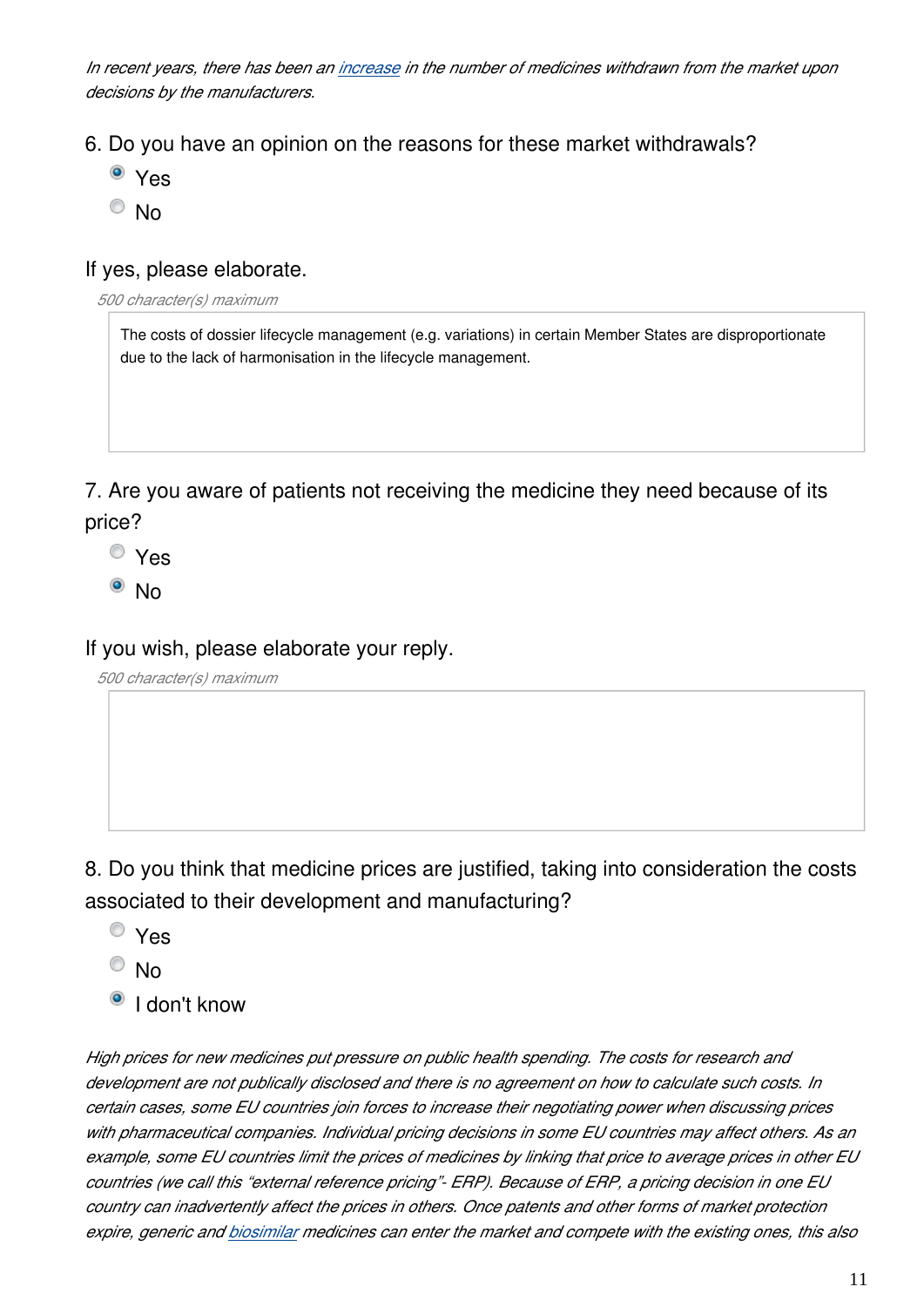*In recent years, there has been an increase in the number of medicines withdrawn from the market upon decisions by the manufacturers.*

6. Do you have an opinion on the reasons for these market withdrawals?

- ◉ Yes
- ○ No

If yes, please elaborate.

*500 character(s) maximum*

The costs of dossier lifecycle management (e.g. variations) in certain Member States are disproportionate due to the lack of harmonisation in the lifecycle management.

7. Are you aware of patients not receiving the medicine they need because of its price?

- ○ Yes
- ◉ No

If you wish, please elaborate your reply.

*500 character(s) maximum*

8. Do you think that medicine prices are justified, taking into consideration the costs associated to their development and manufacturing?

- ○ Yes
- ○ No
- ◉ I don't know

*High prices for new medicines put pressure on public health spending. The costs for research and development are not publically disclosed and there is no agreement on how to calculate such costs. In certain cases, some EU countries join forces to increase their negotiating power when discussing prices with pharmaceutical companies. Individual pricing decisions in some EU countries may affect others. As an example, some EU countries limit the prices of medicines by linking that price to average prices in other EU countries (we call this "external reference pricing"- ERP). Because of ERP, a pricing decision in one EU country can inadvertently affect the prices in others. Once patents and other forms of market protection expire, generic and biosimilar medicines can enter the market and compete with the existing ones, this also*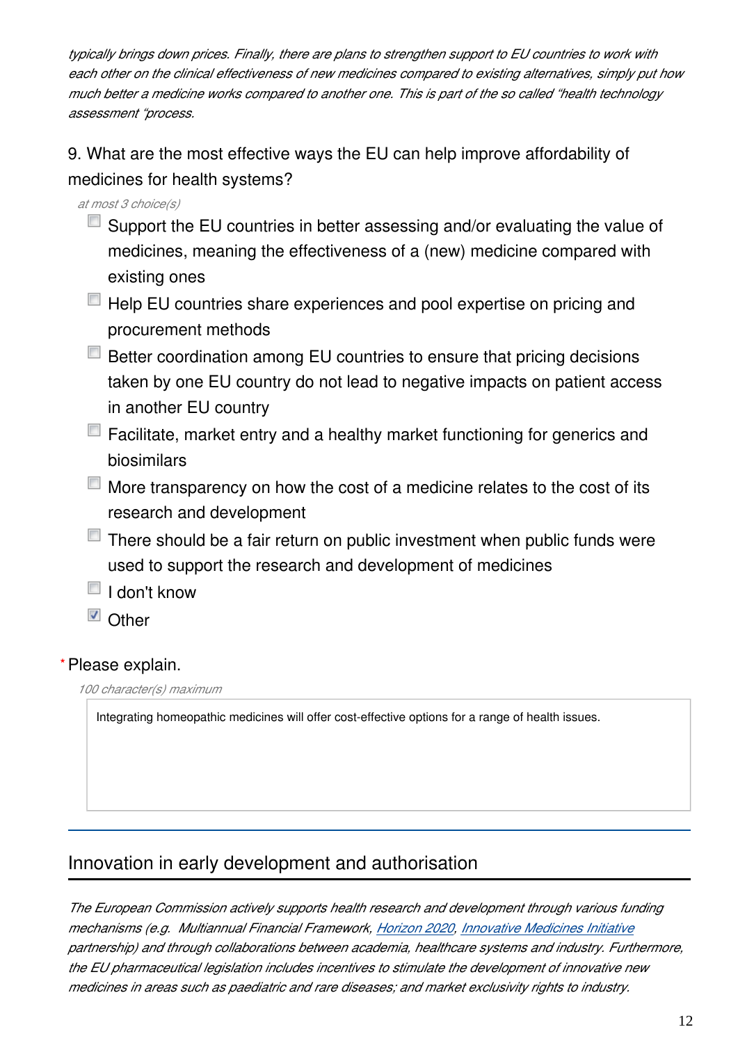*typically brings down prices. Finally, there are plans to strengthen support to EU countries to work with each other on the clinical effectiveness of new medicines compared to existing alternatives, simply put how much better a medicine works compared to another one. This is part of the so called "health technology assessment "process.*

9. What are the most effective ways the EU can help improve affordability of medicines for health systems?

*at most 3 choice(s)*

- [ ] Support the EU countries in better assessing and/or evaluating the value of medicines, meaning the effectiveness of a (new) medicine compared with existing ones
- [ ] Help EU countries share experiences and pool expertise on pricing and procurement methods
- [ ] Better coordination among EU countries to ensure that pricing decisions taken by one EU country do not lead to negative impacts on patient access in another EU country
- [ ] Facilitate, market entry and a healthy market functioning for generics and biosimilars
- [ ] More transparency on how the cost of a medicine relates to the cost of its research and development
- [ ] There should be a fair return on public investment when public funds were used to support the research and development of medicines
- [ ] I don't know
- [x] Other

\* Please explain.

*100 character(s) maximum*

Integrating homeopathic medicines will offer cost-effective options for a range of health issues.

## Innovation in early development and authorisation

*The European Commission actively supports health research and development through various funding mechanisms (e.g. Multiannual Financial Framework, Horizon 2020, Innovative Medicines Initiative partnership) and through collaborations between academia, healthcare systems and industry. Furthermore, the EU pharmaceutical legislation includes incentives to stimulate the development of innovative new medicines in areas such as paediatric and rare diseases; and market exclusivity rights to industry.*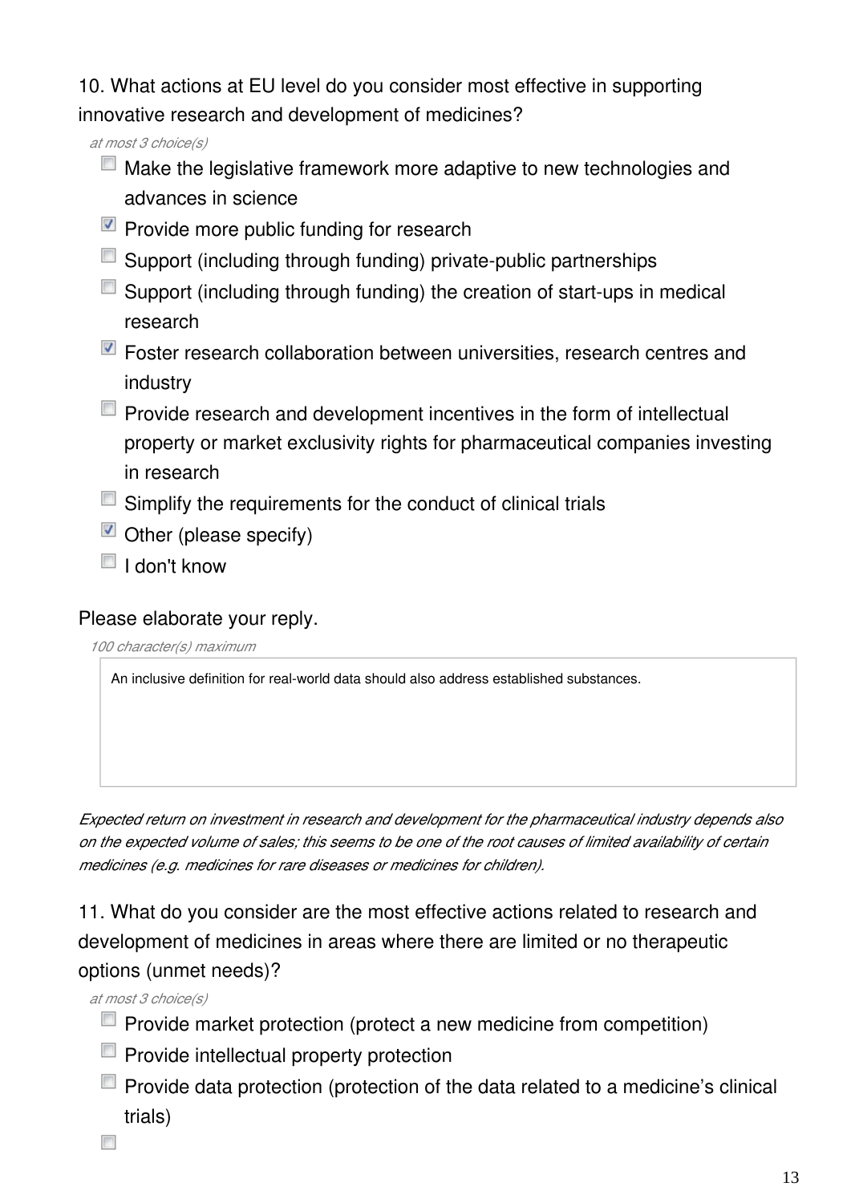10. What actions at EU level do you consider most effective in supporting innovative research and development of medicines?

*at most 3 choice(s)*

- [ ] Make the legislative framework more adaptive to new technologies and advances in science
- [x] Provide more public funding for research
- [ ] Support (including through funding) private-public partnerships
- [ ] Support (including through funding) the creation of start-ups in medical research
- [x] Foster research collaboration between universities, research centres and industry
- [ ] Provide research and development incentives in the form of intellectual property or market exclusivity rights for pharmaceutical companies investing in research
- [ ] Simplify the requirements for the conduct of clinical trials
- [x] Other (please specify)
- [ ] I don't know

Please elaborate your reply.

*100 character(s) maximum*

An inclusive definition for real-world data should also address established substances.

*Expected return on investment in research and development for the pharmaceutical industry depends also on the expected volume of sales; this seems to be one of the root causes of limited availability of certain medicines (e.g. medicines for rare diseases or medicines for children).*

11. What do you consider are the most effective actions related to research and development of medicines in areas where there are limited or no therapeutic options (unmet needs)?

*at most 3 choice(s)*

- [ ] Provide market protection (protect a new medicine from competition)
- [ ] Provide intellectual property protection
- [ ] Provide data protection (protection of the data related to a medicine's clinical trials)
- [ ]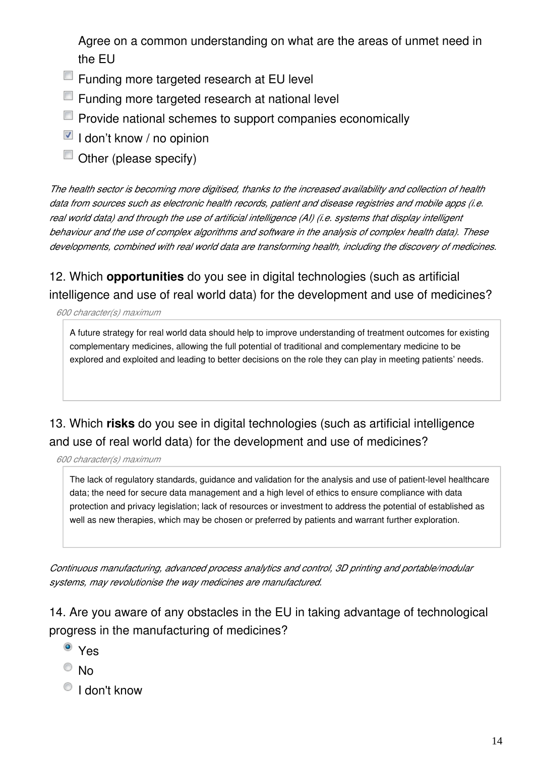Agree on a common understanding on what are the areas of unmet need in the EU

- [ ] Funding more targeted research at EU level
- [ ] Funding more targeted research at national level
- [ ] Provide national schemes to support companies economically
- [x] I don't know / no opinion
- [ ] Other (please specify)

*The health sector is becoming more digitised, thanks to the increased availability and collection of health data from sources such as electronic health records, patient and disease registries and mobile apps (i.e. real world data) and through the use of artificial intelligence (AI) (i.e. systems that display intelligent behaviour and the use of complex algorithms and software in the analysis of complex health data). These developments, combined with real world data are transforming health, including the discovery of medicines.*

12. Which **opportunities** do you see in digital technologies (such as artificial intelligence and use of real world data) for the development and use of medicines?

*600 character(s) maximum*

A future strategy for real world data should help to improve understanding of treatment outcomes for existing complementary medicines, allowing the full potential of traditional and complementary medicine to be explored and exploited and leading to better decisions on the role they can play in meeting patients' needs.

13. Which **risks** do you see in digital technologies (such as artificial intelligence and use of real world data) for the development and use of medicines?

*600 character(s) maximum*

The lack of regulatory standards, guidance and validation for the analysis and use of patient-level healthcare data; the need for secure data management and a high level of ethics to ensure compliance with data protection and privacy legislation; lack of resources or investment to address the potential of established as well as new therapies, which may be chosen or preferred by patients and warrant further exploration.

*Continuous manufacturing, advanced process analytics and control, 3D printing and portable/modular systems, may revolutionise the way medicines are manufactured.*

14. Are you aware of any obstacles in the EU in taking advantage of technological progress in the manufacturing of medicines?

- (x) Yes
- ( ) No
- ( ) I don't know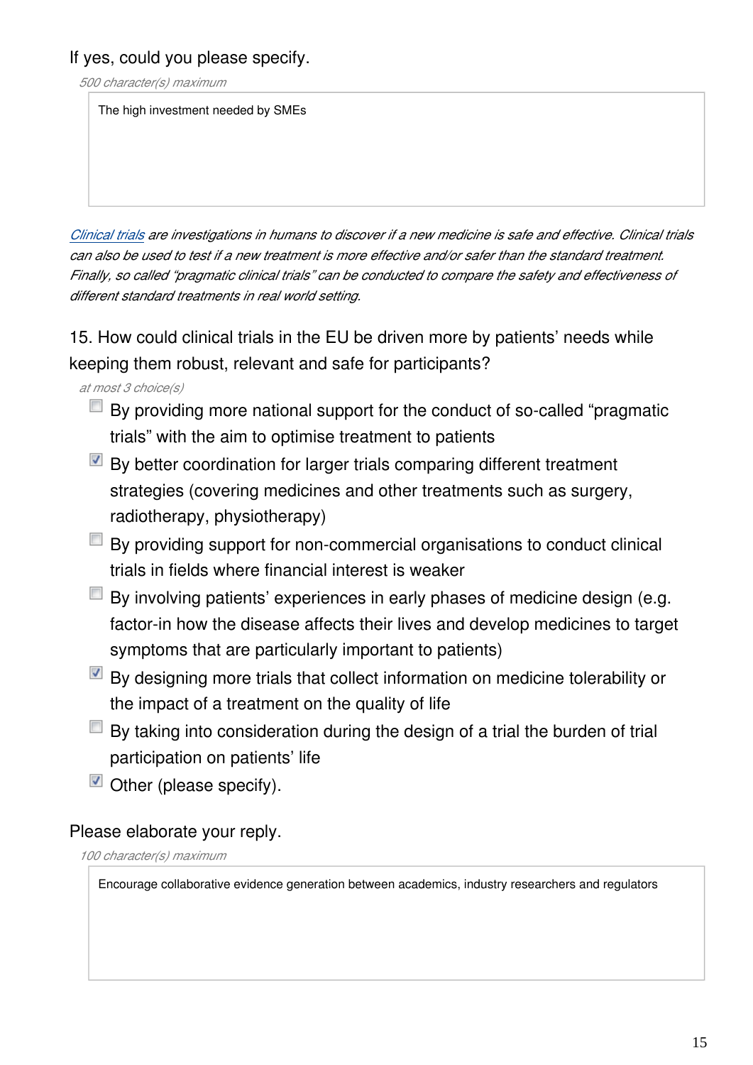If yes, could you please specify.

*500 character(s) maximum*

The high investment needed by SMEs

*[Clinical trials](#) are investigations in humans to discover if a new medicine is safe and effective. Clinical trials can also be used to test if a new treatment is more effective and/or safer than the standard treatment. Finally, so called "pragmatic clinical trials" can be conducted to compare the safety and effectiveness of different standard treatments in real world setting.*

15. How could clinical trials in the EU be driven more by patients' needs while keeping them robust, relevant and safe for participants?

*at most 3 choice(s)*

- [ ] By providing more national support for the conduct of so-called "pragmatic trials" with the aim to optimise treatment to patients
- [x] By better coordination for larger trials comparing different treatment strategies (covering medicines and other treatments such as surgery, radiotherapy, physiotherapy)
- [ ] By providing support for non-commercial organisations to conduct clinical trials in fields where financial interest is weaker
- [ ] By involving patients' experiences in early phases of medicine design (e.g. factor-in how the disease affects their lives and develop medicines to target symptoms that are particularly important to patients)
- [x] By designing more trials that collect information on medicine tolerability or the impact of a treatment on the quality of life
- [ ] By taking into consideration during the design of a trial the burden of trial participation on patients' life
- [x] Other (please specify).

Please elaborate your reply.

*100 character(s) maximum*

Encourage collaborative evidence generation between academics, industry researchers and regulators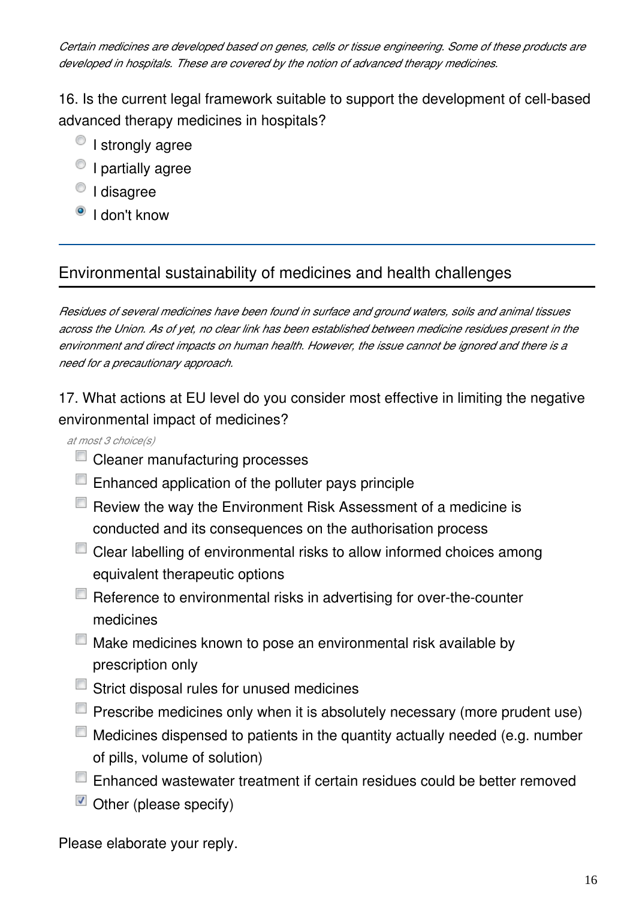*Certain medicines are developed based on genes, cells or tissue engineering. Some of these products are developed in hospitals. These are covered by the notion of advanced therapy medicines.*

16. Is the current legal framework suitable to support the development of cell-based advanced therapy medicines in hospitals?

- ○ I strongly agree
- ○ I partially agree
- ○ I disagree
- ● I don't know

## Environmental sustainability of medicines and health challenges

*Residues of several medicines have been found in surface and ground waters, soils and animal tissues across the Union. As of yet, no clear link has been established between medicine residues present in the environment and direct impacts on human health. However, the issue cannot be ignored and there is a need for a precautionary approach.*

17. What actions at EU level do you consider most effective in limiting the negative environmental impact of medicines?

*at most 3 choice(s)*

- [ ] Cleaner manufacturing processes
- [ ] Enhanced application of the polluter pays principle
- [ ] Review the way the Environment Risk Assessment of a medicine is conducted and its consequences on the authorisation process
- [ ] Clear labelling of environmental risks to allow informed choices among equivalent therapeutic options
- [ ] Reference to environmental risks in advertising for over-the-counter medicines
- [ ] Make medicines known to pose an environmental risk available by prescription only
- [ ] Strict disposal rules for unused medicines
- [ ] Prescribe medicines only when it is absolutely necessary (more prudent use)
- [ ] Medicines dispensed to patients in the quantity actually needed (e.g. number of pills, volume of solution)
- [ ] Enhanced wastewater treatment if certain residues could be better removed
- [x] Other (please specify)

Please elaborate your reply.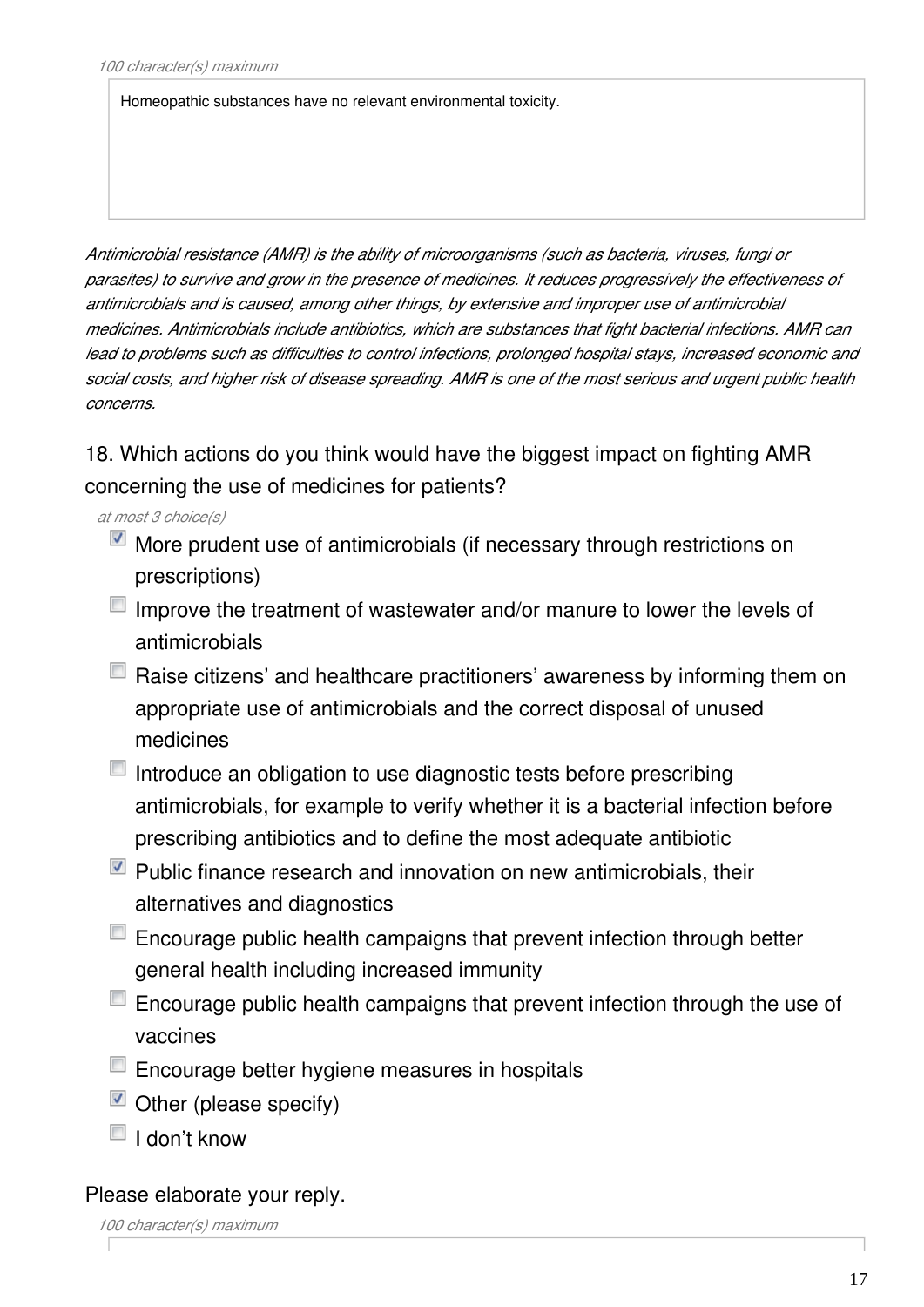*100 character(s) maximum*

Homeopathic substances have no relevant environmental toxicity.

*Antimicrobial resistance (AMR) is the ability of microorganisms (such as bacteria, viruses, fungi or parasites) to survive and grow in the presence of medicines. It reduces progressively the effectiveness of antimicrobials and is caused, among other things, by extensive and improper use of antimicrobial medicines. Antimicrobials include antibiotics, which are substances that fight bacterial infections. AMR can lead to problems such as difficulties to control infections, prolonged hospital stays, increased economic and social costs, and higher risk of disease spreading. AMR is one of the most serious and urgent public health concerns.*

18. Which actions do you think would have the biggest impact on fighting AMR concerning the use of medicines for patients?

*at most 3 choice(s)*

- [x] More prudent use of antimicrobials (if necessary through restrictions on prescriptions)
- [ ] Improve the treatment of wastewater and/or manure to lower the levels of antimicrobials
- [ ] Raise citizens' and healthcare practitioners' awareness by informing them on appropriate use of antimicrobials and the correct disposal of unused medicines
- [ ] Introduce an obligation to use diagnostic tests before prescribing antimicrobials, for example to verify whether it is a bacterial infection before prescribing antibiotics and to define the most adequate antibiotic
- [x] Public finance research and innovation on new antimicrobials, their alternatives and diagnostics
- [ ] Encourage public health campaigns that prevent infection through better general health including increased immunity
- [ ] Encourage public health campaigns that prevent infection through the use of vaccines
- [ ] Encourage better hygiene measures in hospitals
- [x] Other (please specify)
- [ ] I don't know

Please elaborate your reply.

*100 character(s) maximum*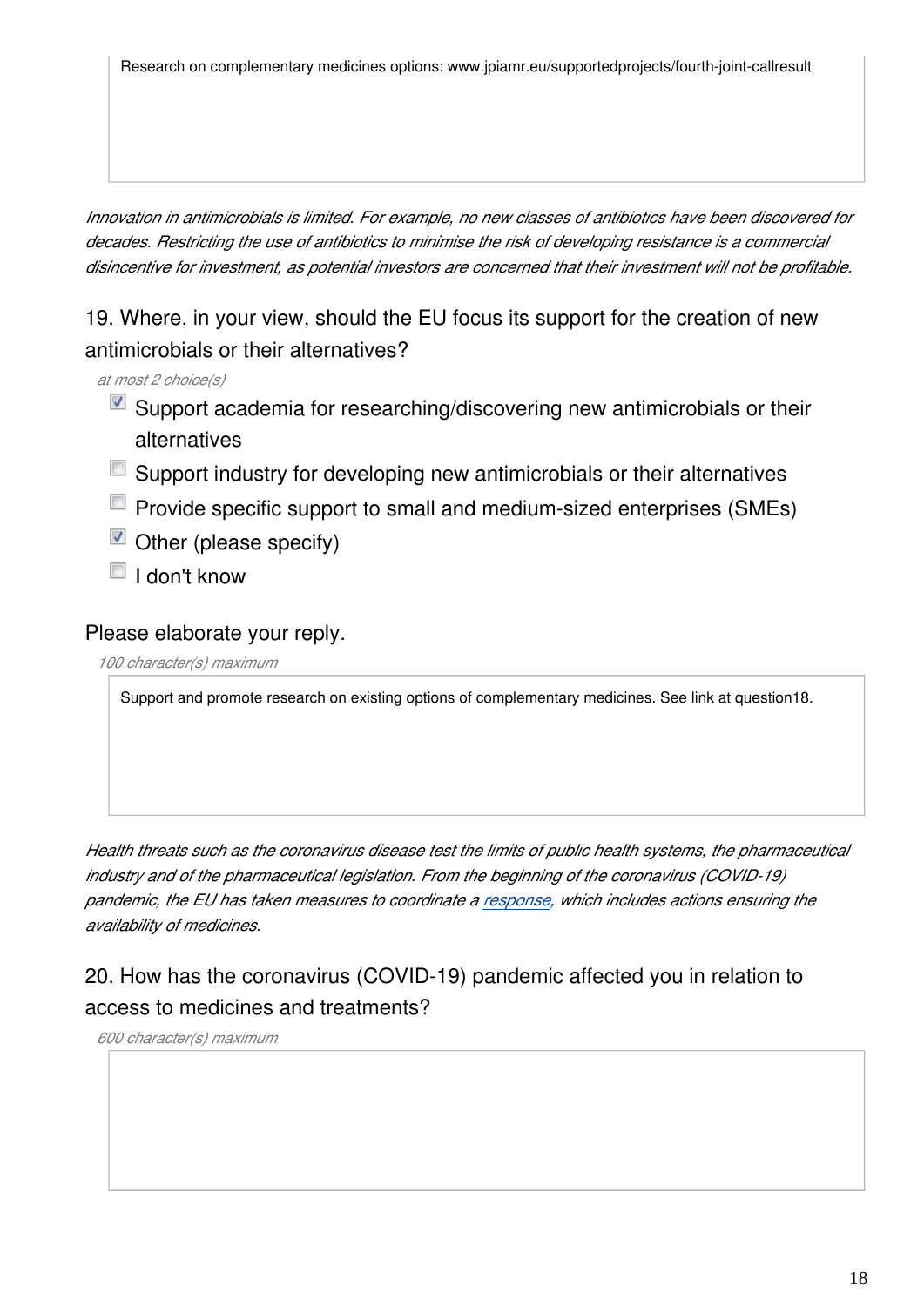Research on complementary medicines options: www.jpiamr.eu/supportedprojects/fourth-joint-callresult

*Innovation in antimicrobials is limited. For example, no new classes of antibiotics have been discovered for decades. Restricting the use of antibiotics to minimise the risk of developing resistance is a commercial disincentive for investment, as potential investors are concerned that their investment will not be profitable.*

### 19. Where, in your view, should the EU focus its support for the creation of new antimicrobials or their alternatives?

*at most 2 choice(s)*

- [x] Support academia for researching/discovering new antimicrobials or their alternatives
- [ ] Support industry for developing new antimicrobials or their alternatives
- [ ] Provide specific support to small and medium-sized enterprises (SMEs)
- [x] Other (please specify)
- [ ] I don't know

Please elaborate your reply.

*100 character(s) maximum*

Support and promote research on existing options of complementary medicines. See link at question18.

*Health threats such as the coronavirus disease test the limits of public health systems, the pharmaceutical industry and of the pharmaceutical legislation. From the beginning of the coronavirus (COVID-19) pandemic, the EU has taken measures to coordinate a response, which includes actions ensuring the availability of medicines.*

### 20. How has the coronavirus (COVID-19) pandemic affected you in relation to access to medicines and treatments?

*600 character(s) maximum*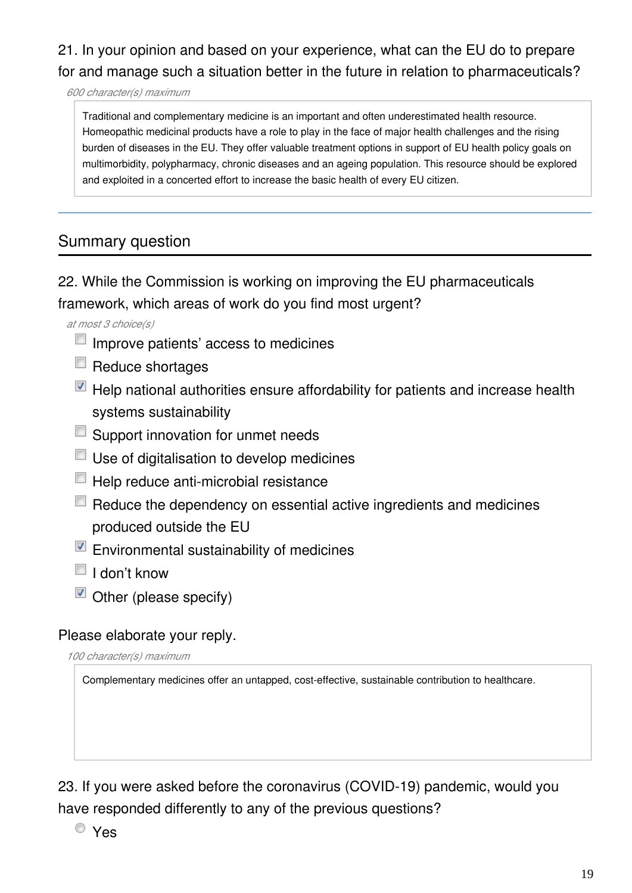21. In your opinion and based on your experience, what can the EU do to prepare for and manage such a situation better in the future in relation to pharmaceuticals?

*600 character(s) maximum*

> Traditional and complementary medicine is an important and often underestimated health resource. Homeopathic medicinal products have a role to play in the face of major health challenges and the rising burden of diseases in the EU. They offer valuable treatment options in support of EU health policy goals on multimorbidity, polypharmacy, chronic diseases and an ageing population. This resource should be explored and exploited in a concerted effort to increase the basic health of every EU citizen.

---

## Summary question

22. While the Commission is working on improving the EU pharmaceuticals framework, which areas of work do you find most urgent?

*at most 3 choice(s)*

- [ ] Improve patients' access to medicines
- [ ] Reduce shortages
- [x] Help national authorities ensure affordability for patients and increase health systems sustainability
- [ ] Support innovation for unmet needs
- [ ] Use of digitalisation to develop medicines
- [ ] Help reduce anti-microbial resistance
- [ ] Reduce the dependency on essential active ingredients and medicines produced outside the EU
- [x] Environmental sustainability of medicines
- [ ] I don't know
- [x] Other (please specify)

Please elaborate your reply.

*100 character(s) maximum*

> Complementary medicines offer an untapped, cost-effective, sustainable contribution to healthcare.

23. If you were asked before the coronavirus (COVID-19) pandemic, would you have responded differently to any of the previous questions?

- ( ) Yes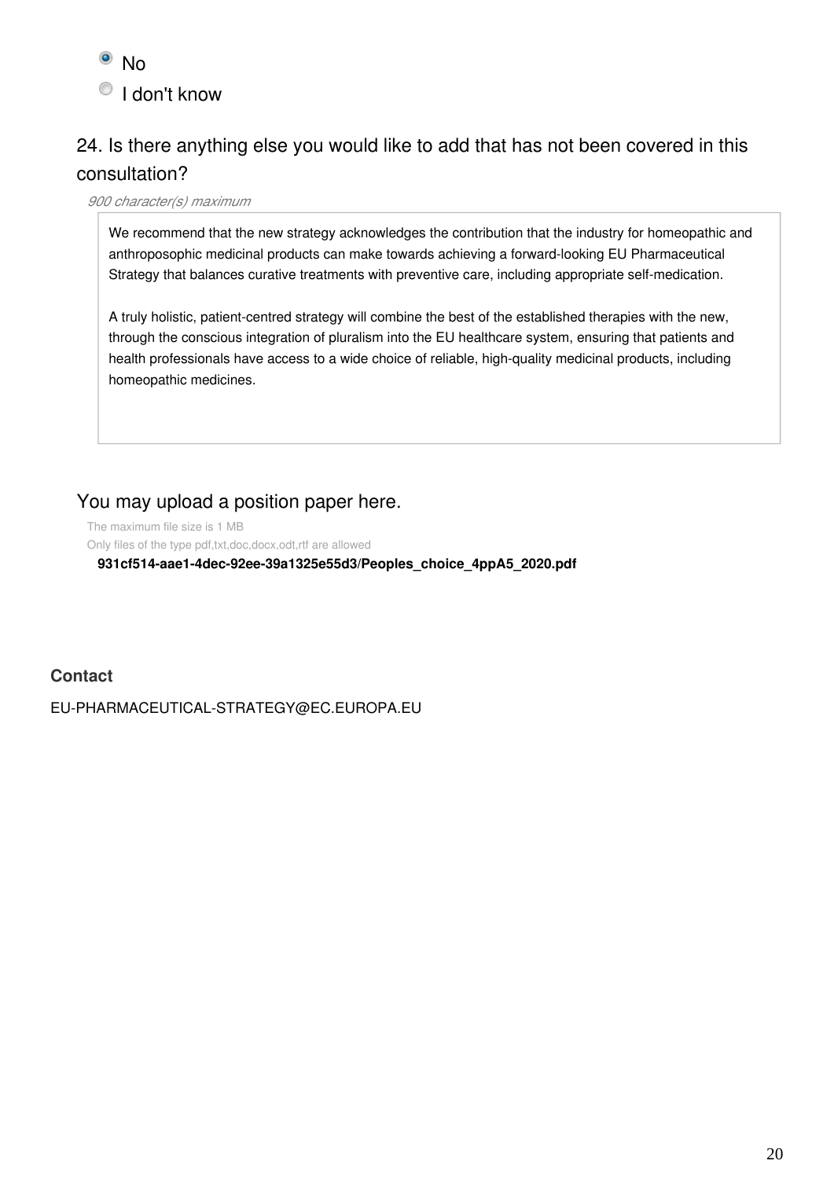- (selected) No
- I don't know

### 24. Is there anything else you would like to add that has not been covered in this consultation?

*900 character(s) maximum*

We recommend that the new strategy acknowledges the contribution that the industry for homeopathic and anthroposophic medicinal products can make towards achieving a forward-looking EU Pharmaceutical Strategy that balances curative treatments with preventive care, including appropriate self-medication.

A truly holistic, patient-centred strategy will combine the best of the established therapies with the new, through the conscious integration of pluralism into the EU healthcare system, ensuring that patients and health professionals have access to a wide choice of reliable, high-quality medicinal products, including homeopathic medicines.

### You may upload a position paper here.

The maximum file size is 1 MB

Only files of the type pdf,txt,doc,docx,odt,rtf are allowed

**931cf514-aae1-4dec-92ee-39a1325e55d3/Peoples_choice_4ppA5_2020.pdf**

**Contact**

EU-PHARMACEUTICAL-STRATEGY@EC.EUROPA.EU